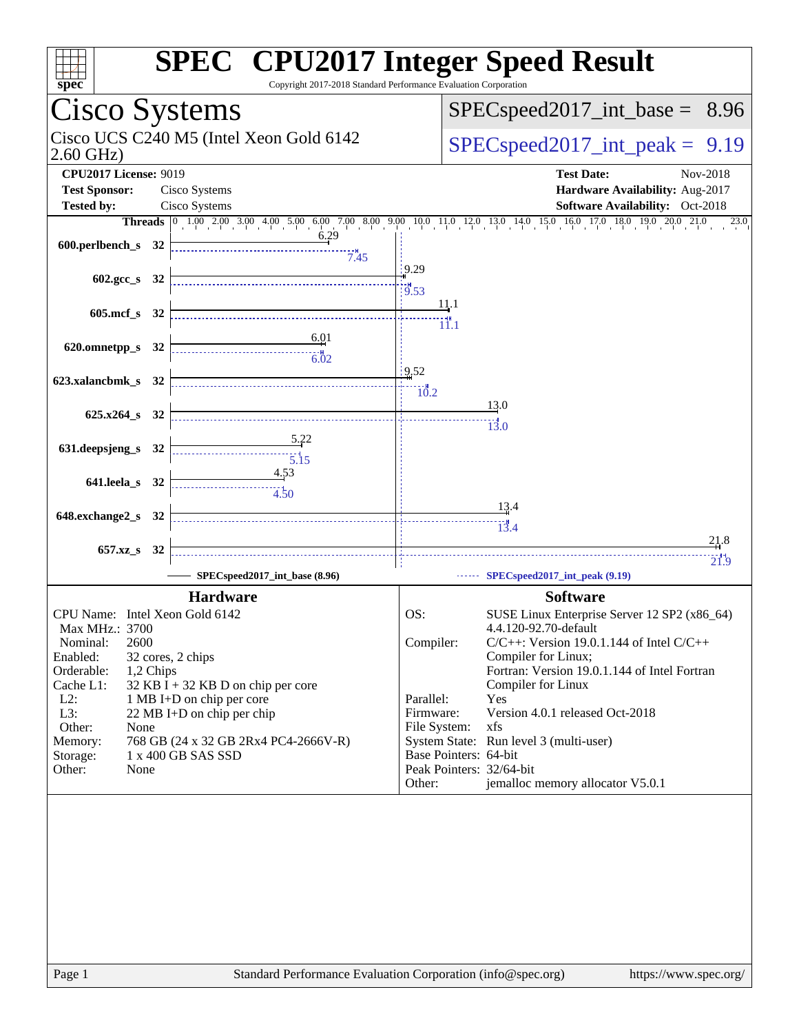# SPEC CPU2017 Integer Speed Result

Copyright 2017-2018 Standard Performance Evaluation Corporation

## Cisco Systems

Cisco UCS C240 M5 (Intel Xeon Gold 6142 2.60 GHz)

SPECspeed2017_int_base = 8.96

SPECspeed2017_int_peak = 9.19

| | | | |
|---|---|---|---|
| **CPU2017 License:** | 9019 | **Test Date:** | Nov-2018 |
| **Test Sponsor:** | Cisco Systems | **Hardware Availability:** | Aug-2017 |
| **Tested by:** | Cisco Systems | **Software Availability:** | Oct-2018 |

| Benchmark | Threads | Base | Peak |
|---|---|---|---|
| 600.perlbench_s | 32 | 6.29 | 7.45 |
| 602.gcc_s | 32 | 9.29 | 9.53 |
| 605.mcf_s | 32 | 11.1 | 11.1 |
| 620.omnetpp_s | 32 | 6.01 | 6.02 |
| 623.xalancbmk_s | 32 | 9.52 | 10.2 |
| 625.x264_s | 32 | 13.0 | 13.0 |
| 631.deepsjeng_s | 32 | 5.22 | 5.15 |
| 641.leela_s | 32 | 4.53 | 4.50 |
| 648.exchange2_s | 32 | 13.4 | 13.4 |
| 657.xz_s | 32 | 21.8 | 21.9 |

SPECspeed2017_int_base (8.96) — SPECspeed2017_int_peak (9.19)

### Hardware

| | |
|---|---|
| CPU Name: | Intel Xeon Gold 6142 |
| Max MHz.: | 3700 |
| Nominal: | 2600 |
| Enabled: | 32 cores, 2 chips |
| Orderable: | 1,2 Chips |
| Cache L1: | 32 KB I + 32 KB D on chip per core |
| L2: | 1 MB I+D on chip per core |
| L3: | 22 MB I+D on chip per chip |
| Other: | None |
| Memory: | 768 GB (24 x 32 GB 2Rx4 PC4-2666V-R) |
| Storage: | 1 x 400 GB SAS SSD |
| Other: | None |

### Software

| | |
|---|---|
| OS: | SUSE Linux Enterprise Server 12 SP2 (x86_64) 4.4.120-92.70-default |
| Compiler: | C/C++: Version 19.0.1.144 of Intel C/C++ Compiler for Linux; Fortran: Version 19.0.1.144 of Intel Fortran Compiler for Linux |
| Parallel: | Yes |
| Firmware: | Version 4.0.1 released Oct-2018 |
| File System: | xfs |
| System State: | Run level 3 (multi-user) |
| Base Pointers: | 64-bit |
| Peak Pointers: | 32/64-bit |
| Other: | jemalloc memory allocator V5.0.1 |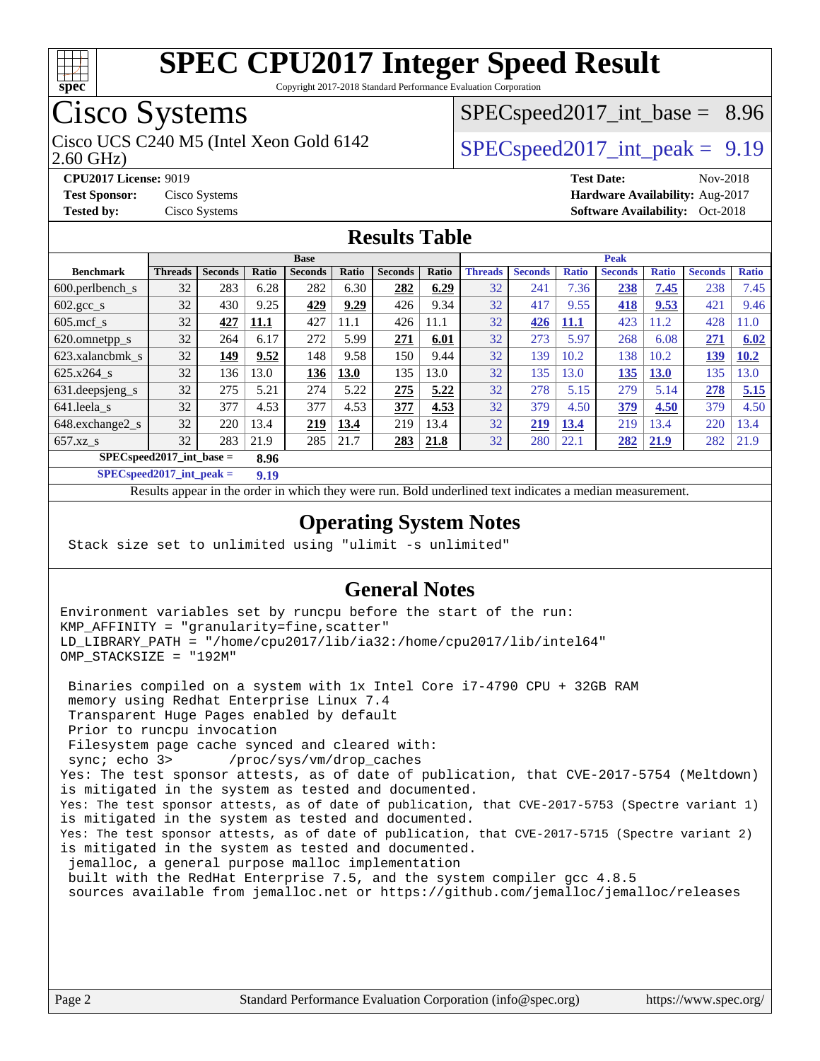# SPEC CPU2017 Integer Speed Result

Copyright 2017-2018 Standard Performance Evaluation Corporation

## Cisco Systems

Cisco UCS C240 M5 (Intel Xeon Gold 6142 2.60 GHz)

SPECspeed2017_int_base = 8.96

SPECspeed2017_int_peak = 9.19

**CPU2017 License:** 9019
**Test Sponsor:** Cisco Systems
**Tested by:** Cisco Systems

**Test Date:** Nov-2018
**Hardware Availability:** Aug-2017
**Software Availability:** Oct-2018

## Results Table

| Benchmark | Base | | | | | | | Peak | | | | | | |
|---|---|---|---|---|---|---|---|---|---|---|---|---|---|---|
| | Threads | Seconds | Ratio | Seconds | Ratio | Seconds | Ratio | Threads | Seconds | Ratio | Seconds | Ratio | Seconds | Ratio |
| 600.perlbench_s | 32 | 283 | 6.28 | 282 | 6.30 | **282** | **6.29** | 32 | 241 | 7.36 | **238** | **7.45** | 238 | 7.45 |
| 602.gcc_s | 32 | 430 | 9.25 | **429** | **9.29** | 426 | 9.34 | 32 | 417 | 9.55 | **418** | **9.53** | 421 | 9.46 |
| 605.mcf_s | 32 | **427** | **11.1** | 427 | 11.1 | 426 | 11.1 | 32 | **426** | **11.1** | 423 | 11.2 | 428 | 11.0 |
| 620.omnetpp_s | 32 | 264 | 6.17 | 272 | 5.99 | **271** | **6.01** | 32 | 273 | 5.97 | 268 | 6.08 | **271** | **6.02** |
| 623.xalancbmk_s | 32 | **149** | **9.52** | 148 | 9.58 | 150 | 9.44 | 32 | 139 | 10.2 | 138 | 10.2 | **139** | **10.2** |
| 625.x264_s | 32 | 136 | 13.0 | **136** | **13.0** | 135 | 13.0 | 32 | 135 | 13.0 | **135** | **13.0** | 135 | 13.0 |
| 631.deepsjeng_s | 32 | 275 | 5.21 | 274 | 5.22 | **275** | **5.22** | 32 | 278 | 5.15 | 279 | 5.14 | **278** | **5.15** |
| 641.leela_s | 32 | 377 | 4.53 | 377 | 4.53 | **377** | **4.53** | 32 | 379 | 4.50 | **379** | **4.50** | 379 | 4.50 |
| 648.exchange2_s | 32 | 220 | 13.4 | **219** | **13.4** | 219 | 13.4 | 32 | **219** | **13.4** | 219 | 13.4 | 220 | 13.4 |
| 657.xz_s | 32 | 283 | 21.9 | 285 | 21.7 | **283** | **21.8** | 32 | 280 | 22.1 | **282** | **21.9** | 282 | 21.9 |

SPECspeed2017_int_base = **8.96**

SPECspeed2017_int_peak = **9.19**

Results appear in the order in which they were run. Bold underlined text indicates a median measurement.

## Operating System Notes

```
Stack size set to unlimited using "ulimit -s unlimited"
```

## General Notes

```
Environment variables set by runcpu before the start of the run:
KMP_AFFINITY = "granularity=fine,scatter"
LD_LIBRARY_PATH = "/home/cpu2017/lib/ia32:/home/cpu2017/lib/intel64"
OMP_STACKSIZE = "192M"

 Binaries compiled on a system with 1x Intel Core i7-4790 CPU + 32GB RAM
 memory using Redhat Enterprise Linux 7.4
 Transparent Huge Pages enabled by default
 Prior to runcpu invocation
 Filesystem page cache synced and cleared with:
 sync; echo 3>       /proc/sys/vm/drop_caches
Yes: The test sponsor attests, as of date of publication, that CVE-2017-5754 (Meltdown)
is mitigated in the system as tested and documented.
Yes: The test sponsor attests, as of date of publication, that CVE-2017-5753 (Spectre variant 1)
is mitigated in the system as tested and documented.
Yes: The test sponsor attests, as of date of publication, that CVE-2017-5715 (Spectre variant 2)
is mitigated in the system as tested and documented.
 jemalloc, a general purpose malloc implementation
 built with the RedHat Enterprise 7.5, and the system compiler gcc 4.8.5
 sources available from jemalloc.net or https://github.com/jemalloc/jemalloc/releases
```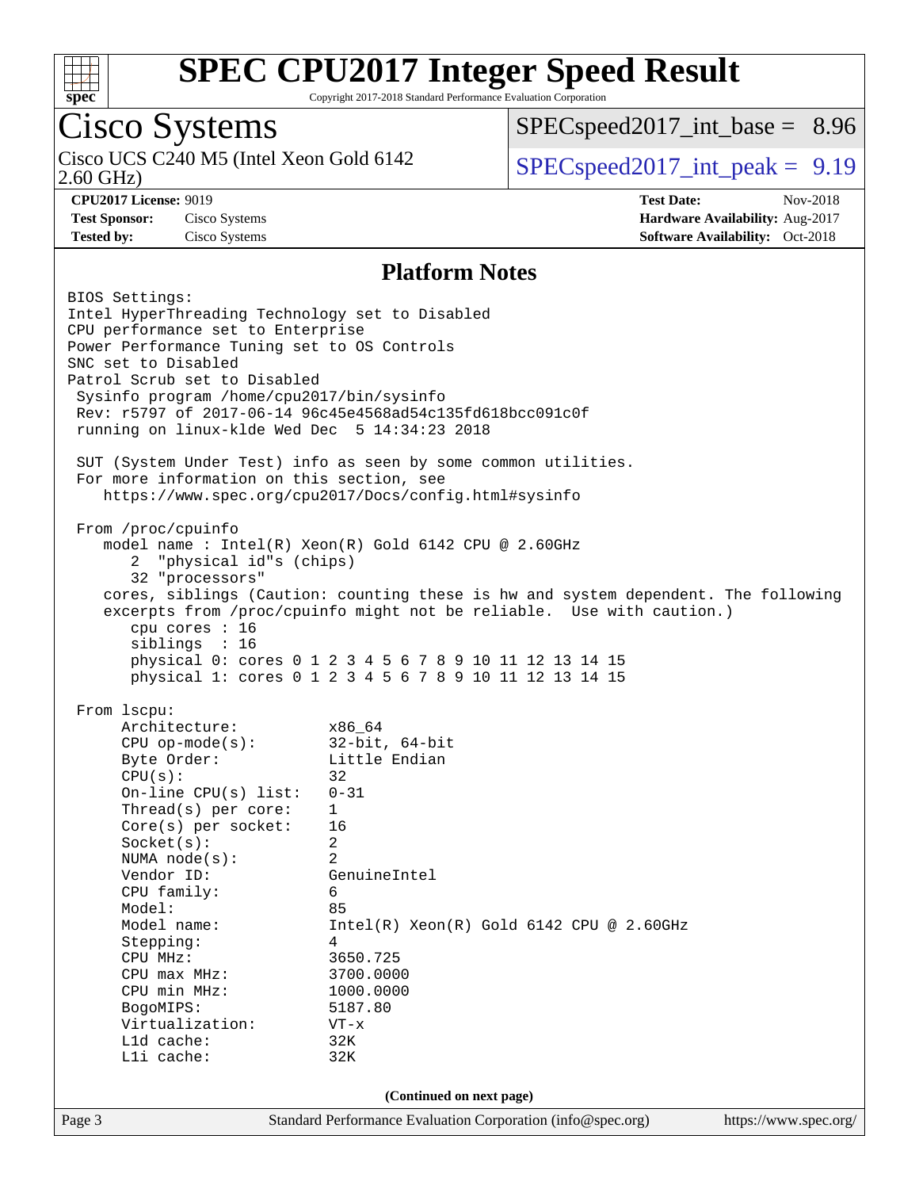# SPEC CPU2017 Integer Speed Result

Copyright 2017-2018 Standard Performance Evaluation Corporation

## Cisco Systems

Cisco UCS C240 M5 (Intel Xeon Gold 6142 2.60 GHz)

SPECspeed2017_int_base = 8.96

SPECspeed2017_int_peak = 9.19

**CPU2017 License:** 9019
**Test Sponsor:** Cisco Systems
**Tested by:** Cisco Systems

**Test Date:** Nov-2018
**Hardware Availability:** Aug-2017
**Software Availability:** Oct-2018

### Platform Notes

```
BIOS Settings:
Intel HyperThreading Technology set to Disabled
CPU performance set to Enterprise
Power Performance Tuning set to OS Controls
SNC set to Disabled
Patrol Scrub set to Disabled
 Sysinfo program /home/cpu2017/bin/sysinfo
 Rev: r5797 of 2017-06-14 96c45e4568ad54c135fd618bcc091c0f
 running on linux-klde Wed Dec  5 14:34:23 2018

 SUT (System Under Test) info as seen by some common utilities.
 For more information on this section, see
    https://www.spec.org/cpu2017/Docs/config.html#sysinfo

 From /proc/cpuinfo
    model name : Intel(R) Xeon(R) Gold 6142 CPU @ 2.60GHz
       2  "physical id"s (chips)
       32 "processors"
    cores, siblings (Caution: counting these is hw and system dependent. The following
    excerpts from /proc/cpuinfo might not be reliable.  Use with caution.)
       cpu cores : 16
       siblings  : 16
       physical 0: cores 0 1 2 3 4 5 6 7 8 9 10 11 12 13 14 15
       physical 1: cores 0 1 2 3 4 5 6 7 8 9 10 11 12 13 14 15

 From lscpu:
      Architecture:          x86_64
      CPU op-mode(s):        32-bit, 64-bit
      Byte Order:            Little Endian
      CPU(s):                32
      On-line CPU(s) list:   0-31
      Thread(s) per core:    1
      Core(s) per socket:    16
      Socket(s):             2
      NUMA node(s):          2
      Vendor ID:             GenuineIntel
      CPU family:            6
      Model:                 85
      Model name:            Intel(R) Xeon(R) Gold 6142 CPU @ 2.60GHz
      Stepping:              4
      CPU MHz:               3650.725
      CPU max MHz:           3700.0000
      CPU min MHz:           1000.0000
      BogoMIPS:              5187.80
      Virtualization:        VT-x
      L1d cache:             32K
      L1i cache:             32K
```

**(Continued on next page)**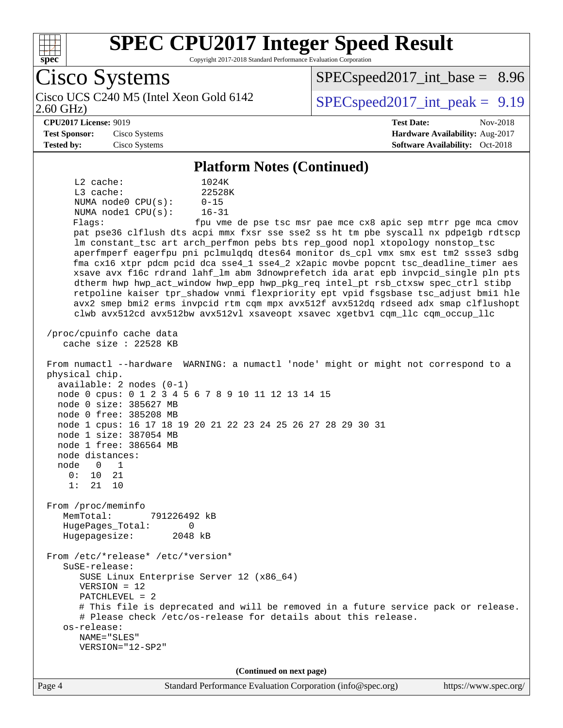## Platform Notes (Continued)

```
     L2 cache:              1024K
     L3 cache:              22528K
     NUMA node0 CPU(s):     0-15
     NUMA node1 CPU(s):     16-31
     Flags:                 fpu vme de pse tsc msr pae mce cx8 apic sep mtrr pge mca cmov
     pat pse36 clflush dts acpi mmx fxsr sse sse2 ss ht tm pbe syscall nx pdpe1gb rdtscp
     lm constant_tsc art arch_perfmon pebs bts rep_good nopl xtopology nonstop_tsc
     aperfmperf eagerfpu pni pclmulqdq dtes64 monitor ds_cpl vmx smx est tm2 ssse3 sdbg
     fma cx16 xtpr pdcm pcid dca sse4_1 sse4_2 x2apic movbe popcnt tsc_deadline_timer aes
     xsave avx f16c rdrand lahf_lm abm 3dnowprefetch ida arat epb invpcid_single pln pts
     dtherm hwp hwp_act_window hwp_epp hwp_pkg_req intel_pt rsb_ctxsw spec_ctrl stibp
     retpoline kaiser tpr_shadow vnmi flexpriority ept vpid fsgsbase tsc_adjust bmi1 hle
     avx2 smep bmi2 erms invpcid rtm cqm mpx avx512f avx512dq rdseed adx smap clflushopt
     clwb avx512cd avx512bw avx512vl xsaveopt xsavec xgetbv1 cqm_llc cqm_occup_llc

 /proc/cpuinfo cache data
    cache size : 22528 KB

 From numactl --hardware  WARNING: a numactl 'node' might or might not correspond to a
 physical chip.
   available: 2 nodes (0-1)
   node 0 cpus: 0 1 2 3 4 5 6 7 8 9 10 11 12 13 14 15
   node 0 size: 385627 MB
   node 0 free: 385208 MB
   node 1 cpus: 16 17 18 19 20 21 22 23 24 25 26 27 28 29 30 31
   node 1 size: 387054 MB
   node 1 free: 386564 MB
   node distances:
   node   0   1
     0:  10  21
     1:  21  10

 From /proc/meminfo
    MemTotal:       791226492 kB
    HugePages_Total:       0
    Hugepagesize:       2048 kB

 From /etc/*release* /etc/*version*
    SuSE-release:
       SUSE Linux Enterprise Server 12 (x86_64)
       VERSION = 12
       PATCHLEVEL = 2
       # This file is deprecated and will be removed in a future service pack or release.
       # Please check /etc/os-release for details about this release.
    os-release:
       NAME="SLES"
       VERSION="12-SP2"
```

(Continued on next page)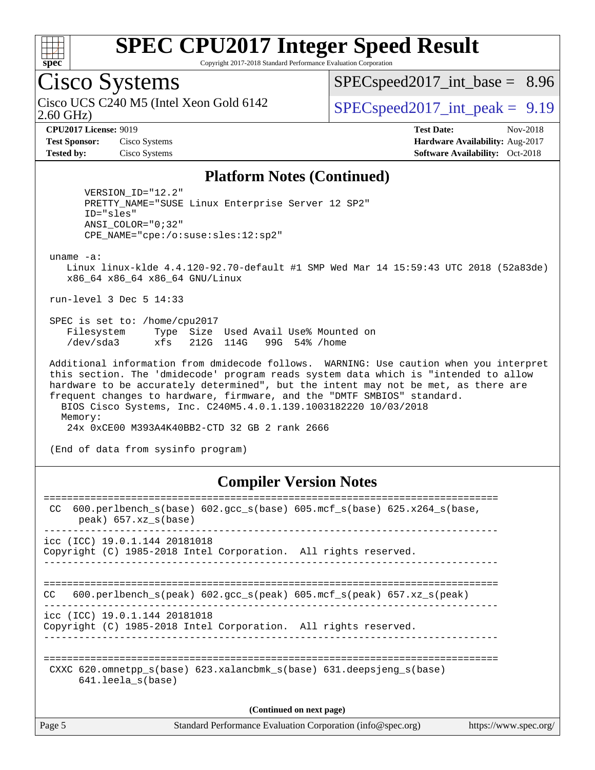# SPEC CPU2017 Integer Speed Result

Copyright 2017-2018 Standard Performance Evaluation Corporation

## Cisco Systems

Cisco UCS C240 M5 (Intel Xeon Gold 6142 2.60 GHz)

SPECspeed2017_int_base = 8.96

SPECspeed2017_int_peak = 9.19

**CPU2017 License:** 9019
**Test Sponsor:** Cisco Systems
**Tested by:** Cisco Systems

**Test Date:** Nov-2018
**Hardware Availability:** Aug-2017
**Software Availability:** Oct-2018

## Platform Notes (Continued)

```
      VERSION_ID="12.2"
      PRETTY_NAME="SUSE Linux Enterprise Server 12 SP2"
      ID="sles"
      ANSI_COLOR="0;32"
      CPE_NAME="cpe:/o:suse:sles:12:sp2"

 uname -a:
    Linux linux-klde 4.4.120-92.70-default #1 SMP Wed Mar 14 15:59:43 UTC 2018 (52a83de)
    x86_64 x86_64 x86_64 GNU/Linux

 run-level 3 Dec 5 14:33

 SPEC is set to: /home/cpu2017
    Filesystem     Type  Size  Used Avail Use% Mounted on
    /dev/sda3      xfs   212G  114G   99G  54% /home

 Additional information from dmidecode follows.  WARNING: Use caution when you interpret
 this section. The 'dmidecode' program reads system data which is "intended to allow
 hardware to be accurately determined", but the intent may not be met, as there are
 frequent changes to hardware, firmware, and the "DMTF SMBIOS" standard.
   BIOS Cisco Systems, Inc. C240M5.4.0.1.139.1003182220 10/03/2018
   Memory:
    24x 0xCE00 M393A4K40BB2-CTD 32 GB 2 rank 2666

 (End of data from sysinfo program)
```

## Compiler Version Notes

```
==============================================================================
 CC  600.perlbench_s(base) 602.gcc_s(base) 605.mcf_s(base) 625.x264_s(base,
      peak) 657.xz_s(base)
------------------------------------------------------------------------------
icc (ICC) 19.0.1.144 20181018
Copyright (C) 1985-2018 Intel Corporation.  All rights reserved.
------------------------------------------------------------------------------

==============================================================================
CC   600.perlbench_s(peak) 602.gcc_s(peak) 605.mcf_s(peak) 657.xz_s(peak)
------------------------------------------------------------------------------
icc (ICC) 19.0.1.144 20181018
Copyright (C) 1985-2018 Intel Corporation.  All rights reserved.
------------------------------------------------------------------------------

==============================================================================
 CXXC 620.omnetpp_s(base) 623.xalancbmk_s(base) 631.deepsjeng_s(base)
      641.leela_s(base)
```

**(Continued on next page)**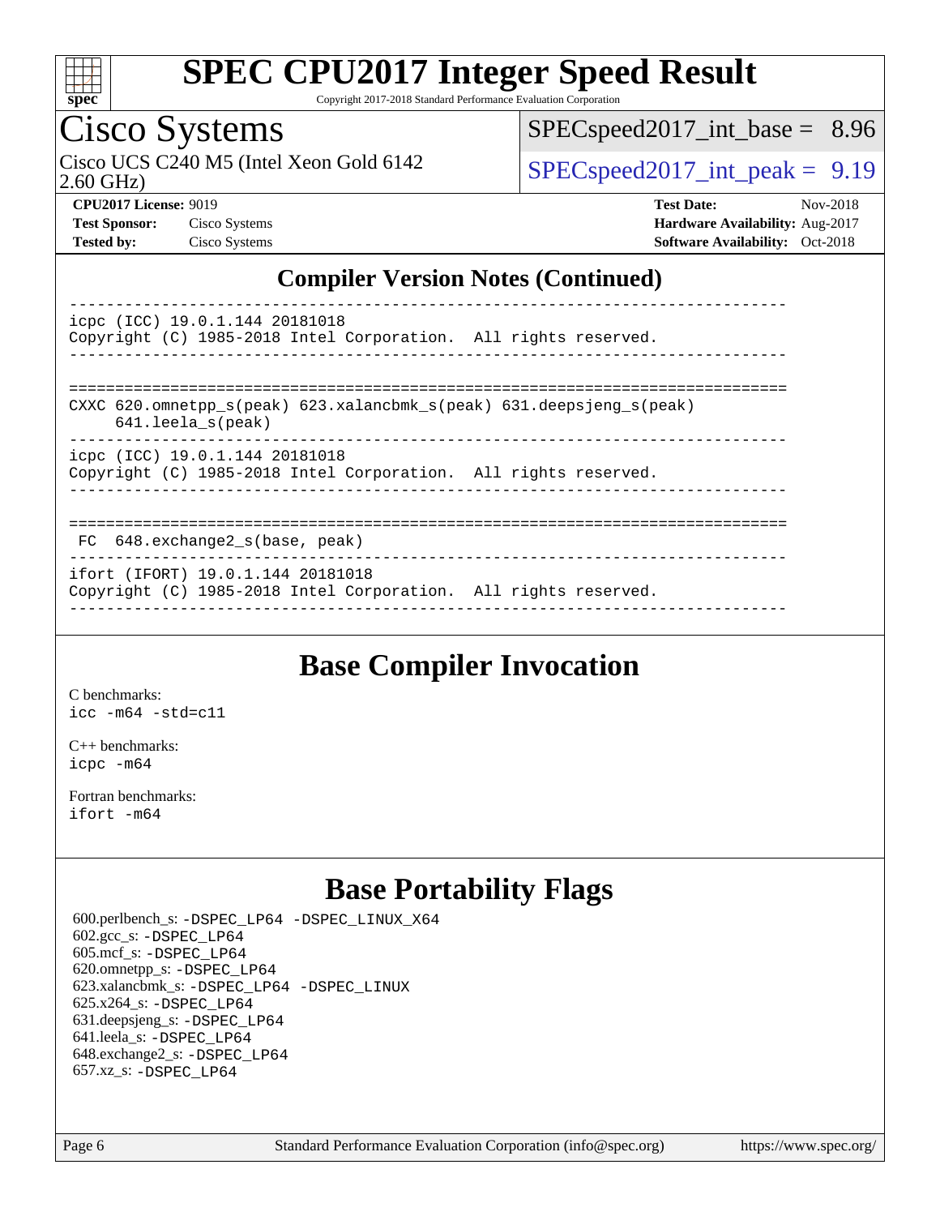## Compiler Version Notes (Continued)

```
------------------------------------------------------------------------------
icpc (ICC) 19.0.1.144 20181018
Copyright (C) 1985-2018 Intel Corporation.  All rights reserved.
------------------------------------------------------------------------------

==============================================================================
CXXC 620.omnetpp_s(peak) 623.xalancbmk_s(peak) 631.deepsjeng_s(peak)
      641.leela_s(peak)
------------------------------------------------------------------------------
icpc (ICC) 19.0.1.144 20181018
Copyright (C) 1985-2018 Intel Corporation.  All rights reserved.
------------------------------------------------------------------------------

==============================================================================
 FC  648.exchange2_s(base, peak)
------------------------------------------------------------------------------
ifort (IFORT) 19.0.1.144 20181018
Copyright (C) 1985-2018 Intel Corporation.  All rights reserved.
------------------------------------------------------------------------------
```

## Base Compiler Invocation

C benchmarks:
`icc -m64 -std=c11`

C++ benchmarks:
`icpc -m64`

Fortran benchmarks:
`ifort -m64`

## Base Portability Flags

600.perlbench_s: `-DSPEC_LP64 -DSPEC_LINUX_X64`
602.gcc_s: `-DSPEC_LP64`
605.mcf_s: `-DSPEC_LP64`
620.omnetpp_s: `-DSPEC_LP64`
623.xalancbmk_s: `-DSPEC_LP64 -DSPEC_LINUX`
625.x264_s: `-DSPEC_LP64`
631.deepsjeng_s: `-DSPEC_LP64`
641.leela_s: `-DSPEC_LP64`
648.exchange2_s: `-DSPEC_LP64`
657.xz_s: `-DSPEC_LP64`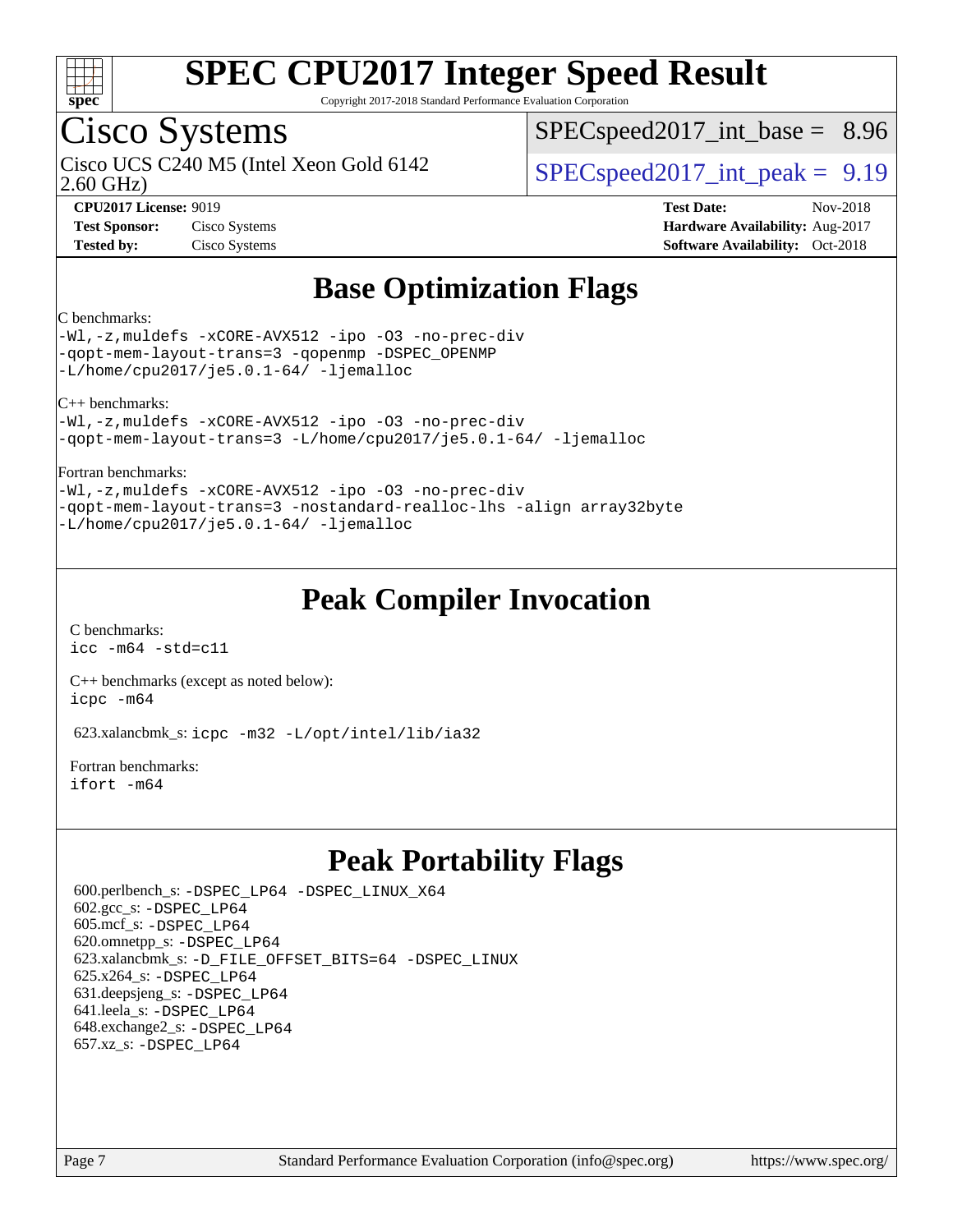# SPEC CPU2017 Integer Speed Result

Copyright 2017-2018 Standard Performance Evaluation Corporation

## Cisco Systems

Cisco UCS C240 M5 (Intel Xeon Gold 6142 2.60 GHz)

SPECspeed2017_int_base = 8.96

SPECspeed2017_int_peak = 9.19

**CPU2017 License:** 9019
**Test Sponsor:** Cisco Systems
**Tested by:** Cisco Systems

**Test Date:** Nov-2018
**Hardware Availability:** Aug-2017
**Software Availability:** Oct-2018

## Base Optimization Flags

C benchmarks:
```
-Wl,-z,muldefs -xCORE-AVX512 -ipo -O3 -no-prec-div
-qopt-mem-layout-trans=3 -qopenmp -DSPEC_OPENMP
-L/home/cpu2017/je5.0.1-64/ -ljemalloc
```

C++ benchmarks:
```
-Wl,-z,muldefs -xCORE-AVX512 -ipo -O3 -no-prec-div
-qopt-mem-layout-trans=3 -L/home/cpu2017/je5.0.1-64/ -ljemalloc
```

Fortran benchmarks:
```
-Wl,-z,muldefs -xCORE-AVX512 -ipo -O3 -no-prec-div
-qopt-mem-layout-trans=3 -nostandard-realloc-lhs -align array32byte
-L/home/cpu2017/je5.0.1-64/ -ljemalloc
```

## Peak Compiler Invocation

C benchmarks:
```
icc -m64 -std=c11
```

C++ benchmarks (except as noted below):
```
icpc -m64
```

623.xalancbmk_s: `icpc -m32 -L/opt/intel/lib/ia32`

Fortran benchmarks:
```
ifort -m64
```

## Peak Portability Flags

600.perlbench_s: `-DSPEC_LP64 -DSPEC_LINUX_X64`
602.gcc_s: `-DSPEC_LP64`
605.mcf_s: `-DSPEC_LP64`
620.omnetpp_s: `-DSPEC_LP64`
623.xalancbmk_s: `-D_FILE_OFFSET_BITS=64 -DSPEC_LINUX`
625.x264_s: `-DSPEC_LP64`
631.deepsjeng_s: `-DSPEC_LP64`
641.leela_s: `-DSPEC_LP64`
648.exchange2_s: `-DSPEC_LP64`
657.xz_s: `-DSPEC_LP64`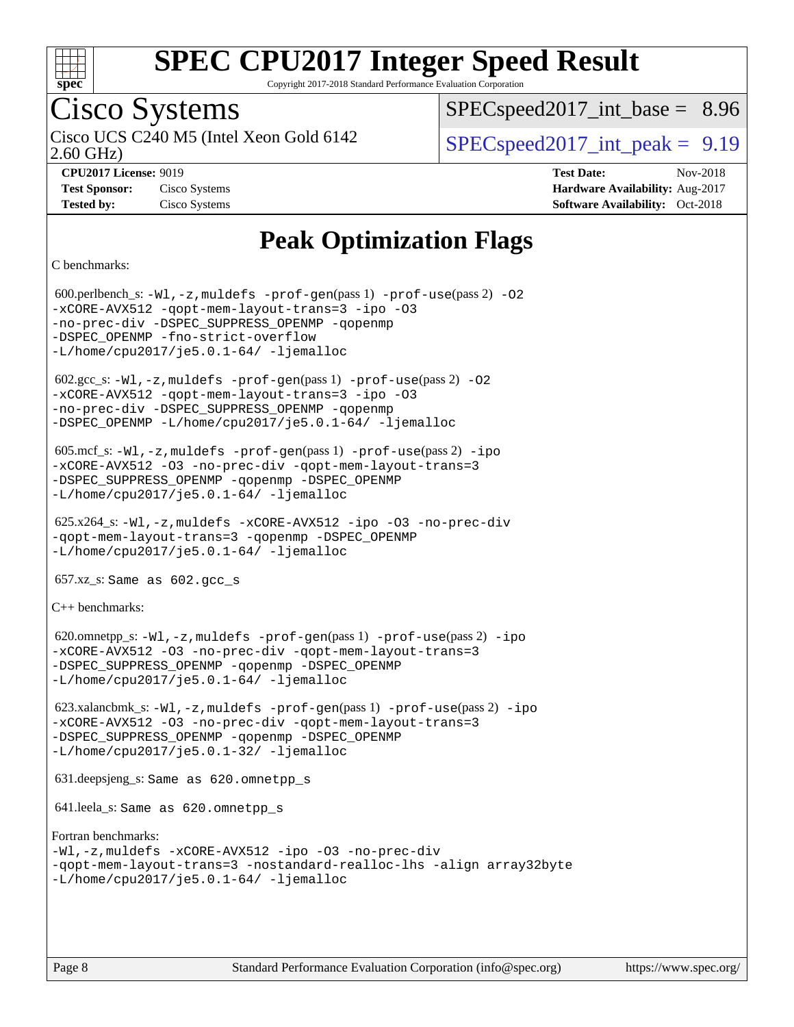# Peak Optimization Flags

C benchmarks:

600.perlbench_s: -Wl,-z,muldefs -prof-gen(pass 1) -prof-use(pass 2) -O2 -xCORE-AVX512 -qopt-mem-layout-trans=3 -ipo -O3 -no-prec-div -DSPEC_SUPPRESS_OPENMP -qopenmp -DSPEC_OPENMP -fno-strict-overflow -L/home/cpu2017/je5.0.1-64/ -ljemalloc

602.gcc_s: -Wl,-z,muldefs -prof-gen(pass 1) -prof-use(pass 2) -O2 -xCORE-AVX512 -qopt-mem-layout-trans=3 -ipo -O3 -no-prec-div -DSPEC_SUPPRESS_OPENMP -qopenmp -DSPEC_OPENMP -L/home/cpu2017/je5.0.1-64/ -ljemalloc

605.mcf_s: -Wl,-z,muldefs -prof-gen(pass 1) -prof-use(pass 2) -ipo -xCORE-AVX512 -O3 -no-prec-div -qopt-mem-layout-trans=3 -DSPEC_SUPPRESS_OPENMP -qopenmp -DSPEC_OPENMP -L/home/cpu2017/je5.0.1-64/ -ljemalloc

625.x264_s: -Wl,-z,muldefs -xCORE-AVX512 -ipo -O3 -no-prec-div -qopt-mem-layout-trans=3 -qopenmp -DSPEC_OPENMP -L/home/cpu2017/je5.0.1-64/ -ljemalloc

657.xz_s: Same as 602.gcc_s

C++ benchmarks:

620.omnetpp_s: -Wl,-z,muldefs -prof-gen(pass 1) -prof-use(pass 2) -ipo -xCORE-AVX512 -O3 -no-prec-div -qopt-mem-layout-trans=3 -DSPEC_SUPPRESS_OPENMP -qopenmp -DSPEC_OPENMP -L/home/cpu2017/je5.0.1-64/ -ljemalloc

623.xalancbmk_s: -Wl,-z,muldefs -prof-gen(pass 1) -prof-use(pass 2) -ipo -xCORE-AVX512 -O3 -no-prec-div -qopt-mem-layout-trans=3 -DSPEC_SUPPRESS_OPENMP -qopenmp -DSPEC_OPENMP -L/home/cpu2017/je5.0.1-32/ -ljemalloc

631.deepsjeng_s: Same as 620.omnetpp_s

641.leela_s: Same as 620.omnetpp_s

Fortran benchmarks:
-Wl,-z,muldefs -xCORE-AVX512 -ipo -O3 -no-prec-div -qopt-mem-layout-trans=3 -nostandard-realloc-lhs -align array32byte -L/home/cpu2017/je5.0.1-64/ -ljemalloc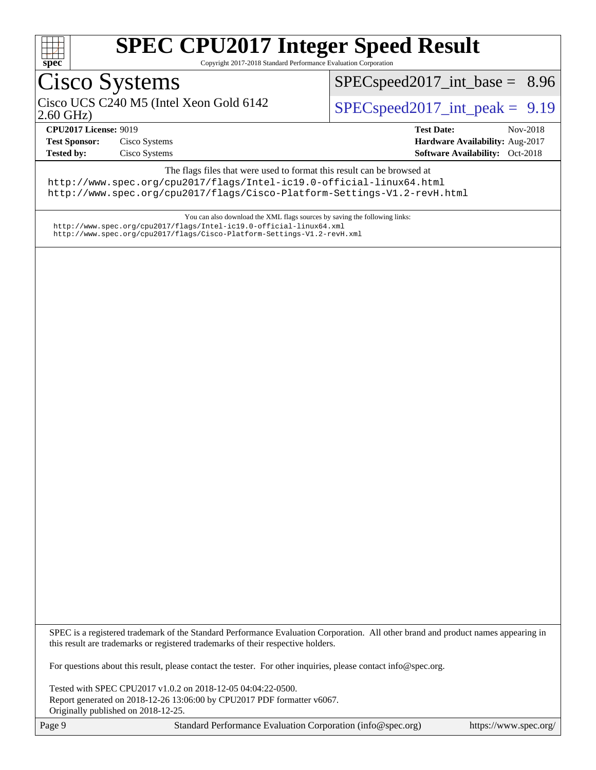The flags files that were used to format this result can be browsed at

http://www.spec.org/cpu2017/flags/Intel-ic19.0-official-linux64.html
http://www.spec.org/cpu2017/flags/Cisco-Platform-Settings-V1.2-revH.html

You can also download the XML flags sources by saving the following links:

http://www.spec.org/cpu2017/flags/Intel-ic19.0-official-linux64.xml
http://www.spec.org/cpu2017/flags/Cisco-Platform-Settings-V1.2-revH.xml

SPEC is a registered trademark of the Standard Performance Evaluation Corporation. All other brand and product names appearing in this result are trademarks or registered trademarks of their respective holders.

For questions about this result, please contact the tester. For other inquiries, please contact info@spec.org.

Tested with SPEC CPU2017 v1.0.2 on 2018-12-05 04:04:22-0500.
Report generated on 2018-12-26 13:06:00 by CPU2017 PDF formatter v6067.
Originally published on 2018-12-25.